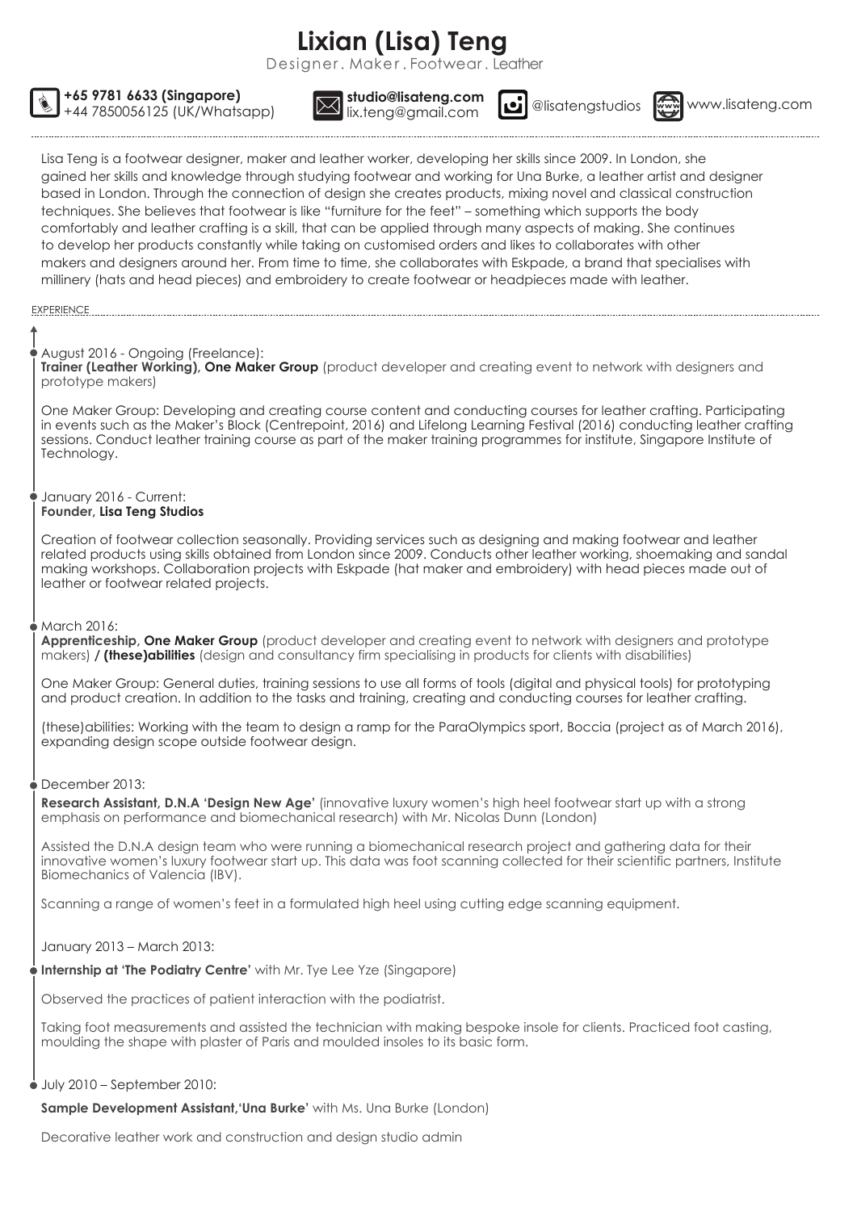# Lixian (Lisa) Teng

Designer. Maker. Footwear. Leather

**+65 9781 6633 (Singapore)**
+44 7850056125 (UK/Whatsapp)

**studio@lisateng.com**
lix.teng@gmail.com

@lisatengstudios

www.lisateng.com

Lisa Teng is a footwear designer, maker and leather worker, developing her skills since 2009. In London, she gained her skills and knowledge through studying footwear and working for Una Burke, a leather artist and designer based in London. Through the connection of design she creates products, mixing novel and classical construction techniques. She believes that footwear is like "furniture for the feet" – something which supports the body comfortably and leather crafting is a skill, that can be applied through many aspects of making. She continues to develop her products constantly while taking on customised orders and likes to collaborates with other makers and designers around her. From time to time, she collaborates with Eskpade, a brand that specialises with millinery (hats and head pieces) and embroidery to create footwear or headpieces made with leather.

## EXPERIENCE

August 2016 - Ongoing (Freelance):
**Trainer (Leather Working), One Maker Group** (product developer and creating event to network with designers and prototype makers)

One Maker Group: Developing and creating course content and conducting courses for leather crafting. Participating in events such as the Maker's Block (Centrepoint, 2016) and Lifelong Learning Festival (2016) conducting leather crafting sessions. Conduct leather training course as part of the maker training programmes for institute, Singapore Institute of Technology.

January 2016 - Current:
**Founder, Lisa Teng Studios**

Creation of footwear collection seasonally. Providing services such as designing and making footwear and leather related products using skills obtained from London since 2009. Conducts other leather working, shoemaking and sandal making workshops. Collaboration projects with Eskpade (hat maker and embroidery) with head pieces made out of leather or footwear related projects.

March 2016:
**Apprenticeship, One Maker Group** (product developer and creating event to network with designers and prototype makers) **/ (these)abilities** (design and consultancy firm specialising in products for clients with disabilities)

One Maker Group: General duties, training sessions to use all forms of tools (digital and physical tools) for prototyping and product creation. In addition to the tasks and training, creating and conducting courses for leather crafting.

(these)abilities: Working with the team to design a ramp for the ParaOlympics sport, Boccia (project as of March 2016), expanding design scope outside footwear design.

December 2013:
**Research Assistant, D.N.A 'Design New Age'** (innovative luxury women's high heel footwear start up with a strong emphasis on performance and biomechanical research) with Mr. Nicolas Dunn (London)

Assisted the D.N.A design team who were running a biomechanical research project and gathering data for their innovative women's luxury footwear start up. This data was foot scanning collected for their scientific partners, Institute Biomechanics of Valencia (IBV).

Scanning a range of women's feet in a formulated high heel using cutting edge scanning equipment.

January 2013 – March 2013:

**Internship at 'The Podiatry Centre'** with Mr. Tye Lee Yze (Singapore)

Observed the practices of patient interaction with the podiatrist.

Taking foot measurements and assisted the technician with making bespoke insole for clients. Practiced foot casting, moulding the shape with plaster of Paris and moulded insoles to its basic form.

July 2010 – September 2010:

**Sample Development Assistant,'Una Burke'** with Ms. Una Burke (London)

Decorative leather work and construction and design studio admin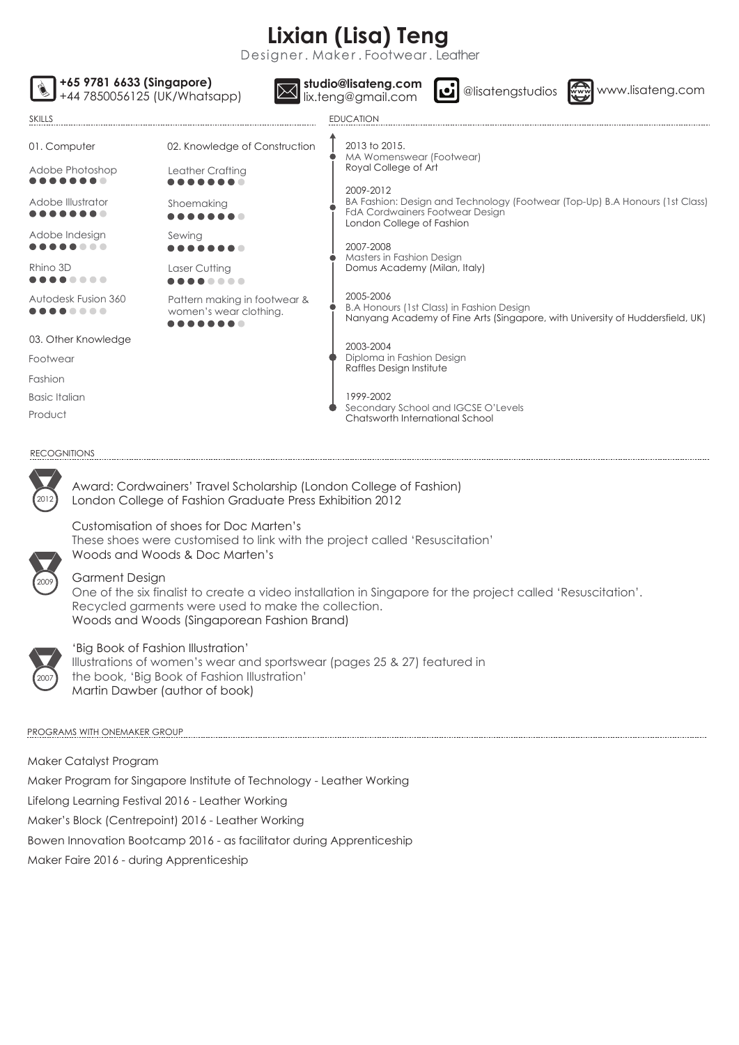# Lixian (Lisa) Teng

Designer. Maker. Footwear. Leather

**+65 9781 6633 (Singapore)**
+44 7850056125 (UK/Whatsapp)

**studio@lisateng.com**
lix.teng@gmail.com

@lisatengstudios

www.lisateng.com

## SKILLS

### 01. Computer

- Adobe Photoshop ●●●●●●●○
- Adobe Illustrator ●●●●●●●○
- Adobe Indesign ●●●●●○○○
- Rhino 3D ●●●●○○○○
- Autodesk Fusion 360 ●●●●○○○○

### 02. Knowledge of Construction

- Leather Crafting ●●●●●●●○
- Shoemaking ●●●●●●●○
- Sewing ●●●●●●●○
- Laser Cutting ●●●●○○○○
- Pattern making in footwear & women's wear clothing. ●●●●●●●○

### 03. Other Knowledge

- Footwear
- Fashion
- Basic Italian
- Product

## EDUCATION

2013 to 2015.
MA Womenswear (Footwear)
Royal College of Art

2009-2012
BA Fashion: Design and Technology (Footwear (Top-Up) B.A Honours (1st Class)
FdA Cordwainers Footwear Design
London College of Fashion

2007-2008
Masters in Fashion Design
Domus Academy (Milan, Italy)

2005-2006
B.A Honours (1st Class) in Fashion Design
Nanyang Academy of Fine Arts (Singapore, with University of Huddersfield, UK)

2003-2004
Diploma in Fashion Design
Raffles Design Institute

1999-2002
Secondary School and IGCSE O'Levels
Chatsworth International School

## RECOGNITIONS

**2012**

Award: Cordwainers' Travel Scholarship (London College of Fashion)
London College of Fashion Graduate Press Exhibition 2012

**2009**

Customisation of shoes for Doc Marten's
These shoes were customised to link with the project called 'Resuscitation'
Woods and Woods & Doc Marten's

Garment Design
One of the six finalist to create a video installation in Singapore for the project called 'Resuscitation'.
Recycled garments were used to make the collection.
Woods and Woods (Singaporean Fashion Brand)

**2007**

'Big Book of Fashion Illustration'
Illustrations of women's wear and sportswear (pages 25 & 27) featured in the book, 'Big Book of Fashion Illustration'
Martin Dawber (author of book)

## PROGRAMS WITH ONEMAKER GROUP

- Maker Catalyst Program
- Maker Program for Singapore Institute of Technology - Leather Working
- Lifelong Learning Festival 2016 - Leather Working
- Maker's Block (Centrepoint) 2016 - Leather Working
- Bowen Innovation Bootcamp 2016 - as facilitator during Apprenticeship
- Maker Faire 2016 - during Apprenticeship